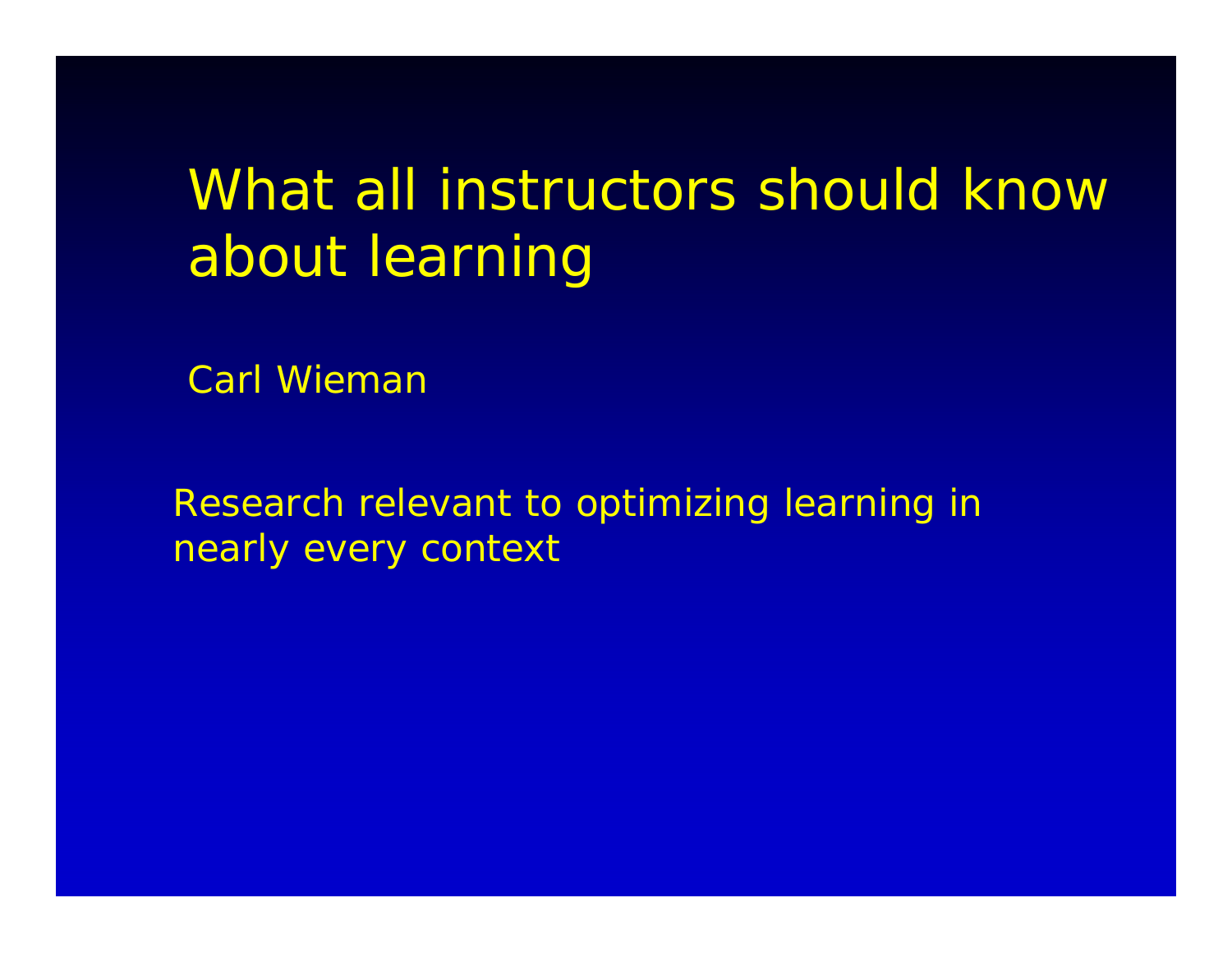# What all instructors should know about learning

Carl Wieman

Research relevant to optimizing learning in nearly every context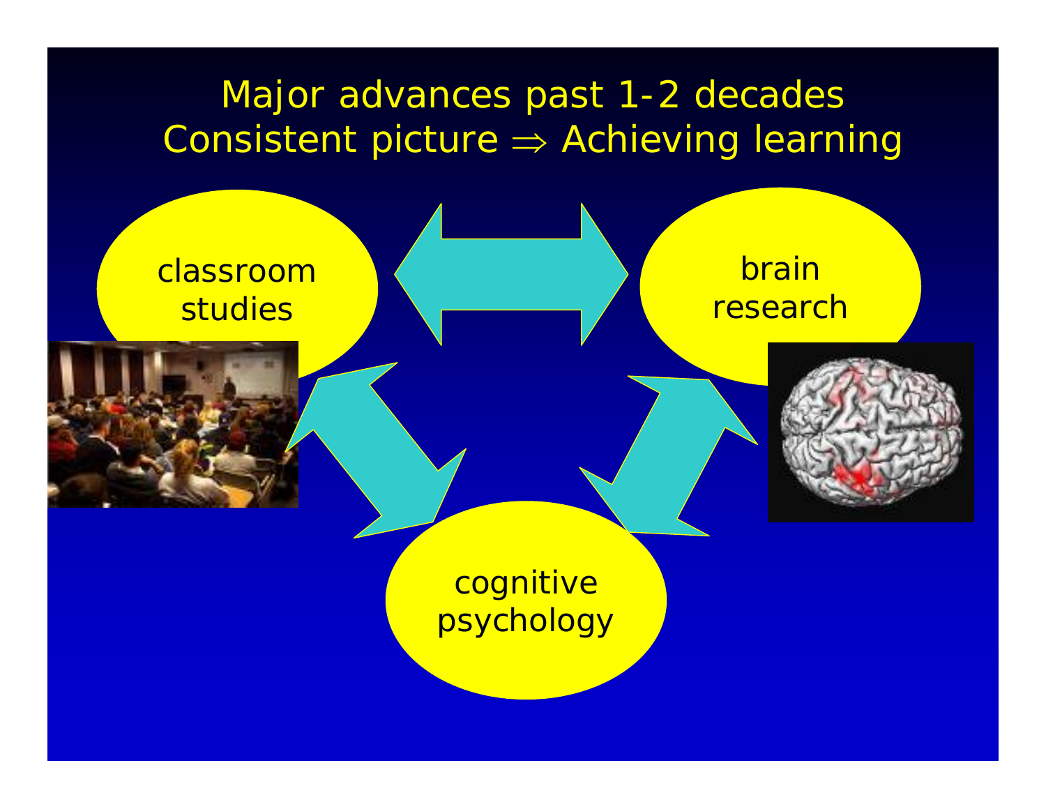# Major advances past 1-2 decades
# Consistent picture ⇒ Achieving learning

classroom studies

brain research

cognitive psychology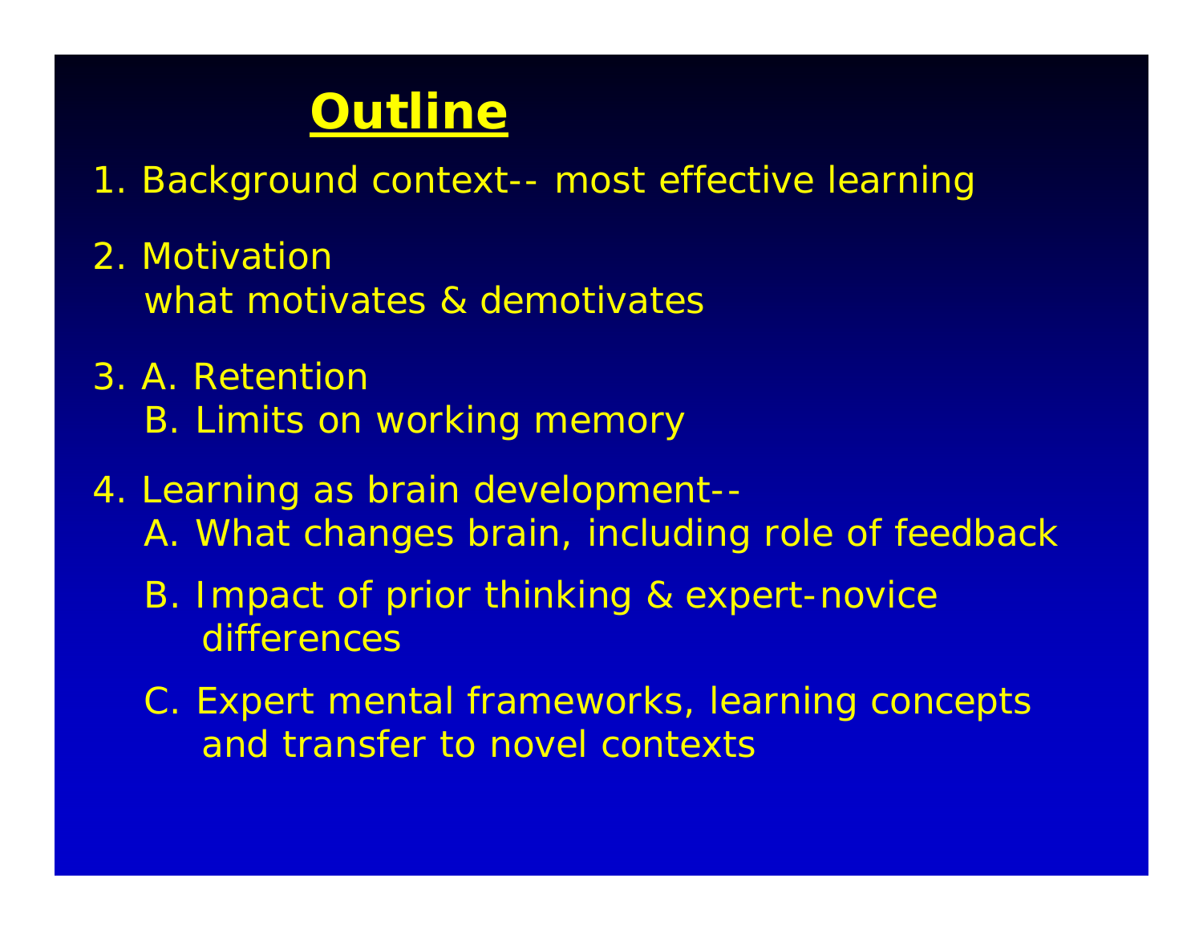# Outline

1. Background context-- most effective learning
2. Motivation
   what motivates & demotivates
3. A. Retention
   B. Limits on working memory
4. Learning as brain development--
   A. What changes brain, including role of feedback
   B. Impact of prior thinking & expert-novice differences
   C. Expert mental frameworks, learning concepts and transfer to novel contexts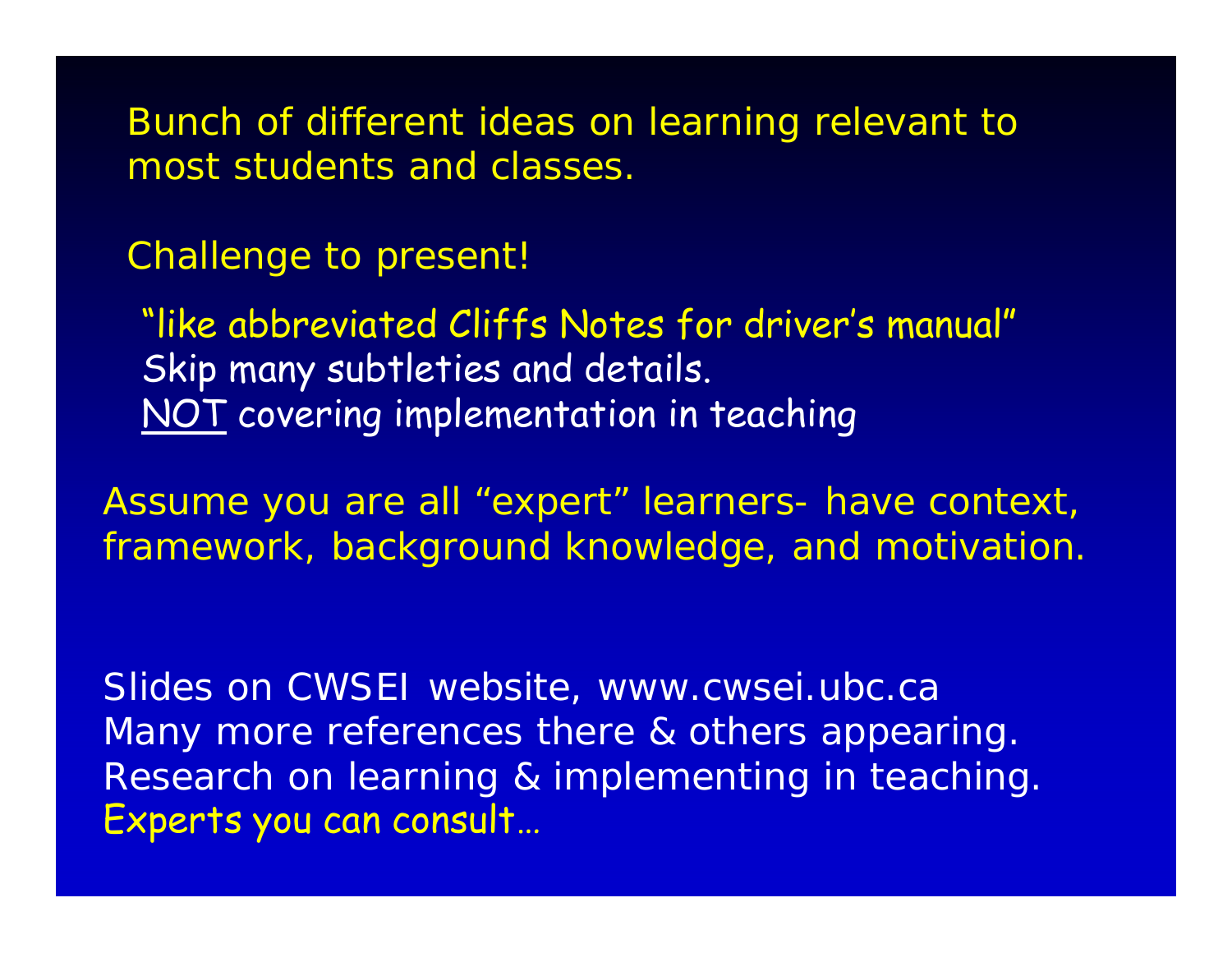Bunch of different ideas on learning relevant to most students and classes.

Challenge to present!

"like abbreviated Cliffs Notes for driver's manual"
Skip many subtleties and details.
NOT covering implementation in teaching

Assume you are all "expert" learners- have context, framework, background knowledge, and motivation.

Slides on CWSEI website, www.cwsei.ubc.ca
Many more references there & others appearing.
Research on learning & implementing in teaching.
Experts you can consult…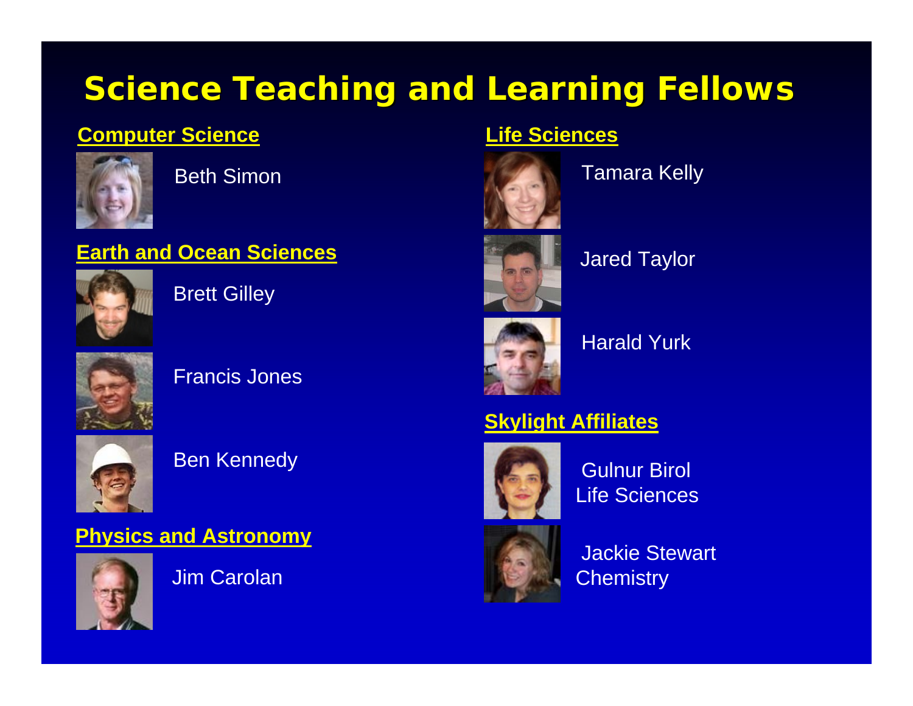# Science Teaching and Learning Fellows

## Computer Science

Beth Simon

## Earth and Ocean Sciences

Brett Gilley

Francis Jones

Ben Kennedy

## Physics and Astronomy

Jim Carolan

## Life Sciences

Tamara Kelly

Jared Taylor

Harald Yurk

## Skylight Affiliates

Gulnur Birol
Life Sciences

Jackie Stewart
Chemistry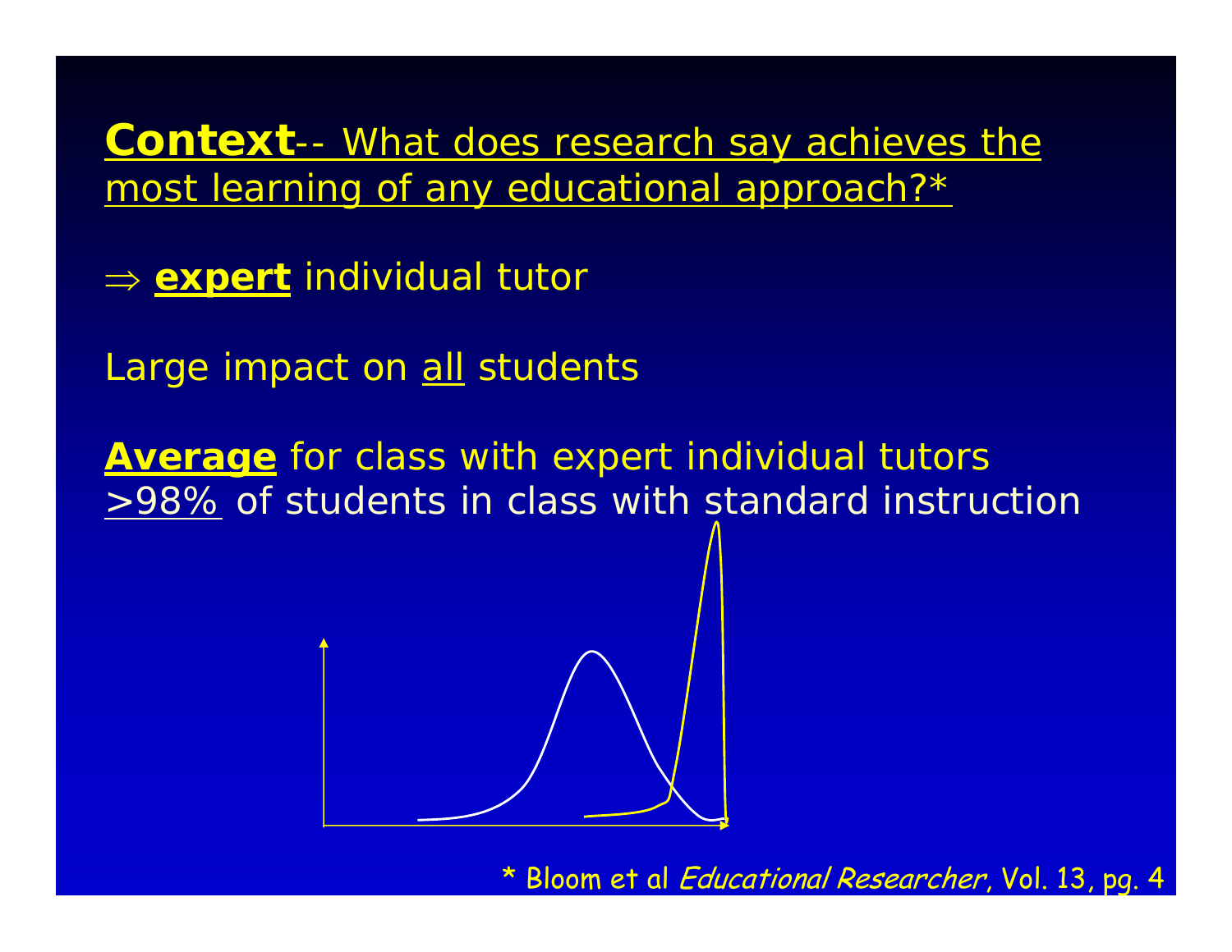**Context**-- What does research say achieves the most learning of any educational approach?*

⇒ **expert** individual tutor

Large impact on all students

**Average** for class with expert individual tutors >98% of students in class with standard instruction

* Bloom et al *Educational Researcher*, Vol. 13, pg. 4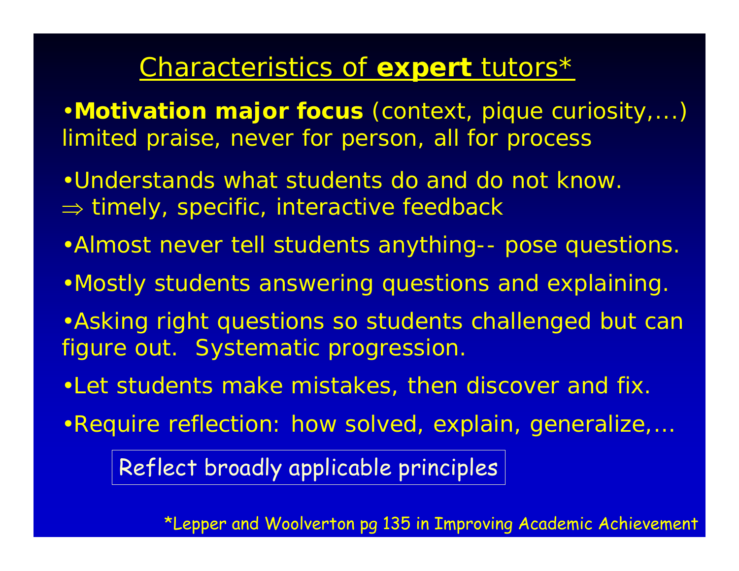## Characteristics of **expert** tutors*

- **Motivation major focus** (context, pique curiosity,…) limited praise, never for person, all for process
- Understands what students do and do not know.
  $\Rightarrow$ timely, specific, interactive feedback
- Almost never tell students anything-- pose questions.
- Mostly students answering questions and explaining.
- Asking right questions so students challenged but can figure out. Systematic progression.
- Let students make mistakes, then discover and fix.
- Require reflection: how solved, explain, generalize,…

Reflect broadly applicable principles

*Lepper and Woolverton pg 135 in Improving Academic Achievement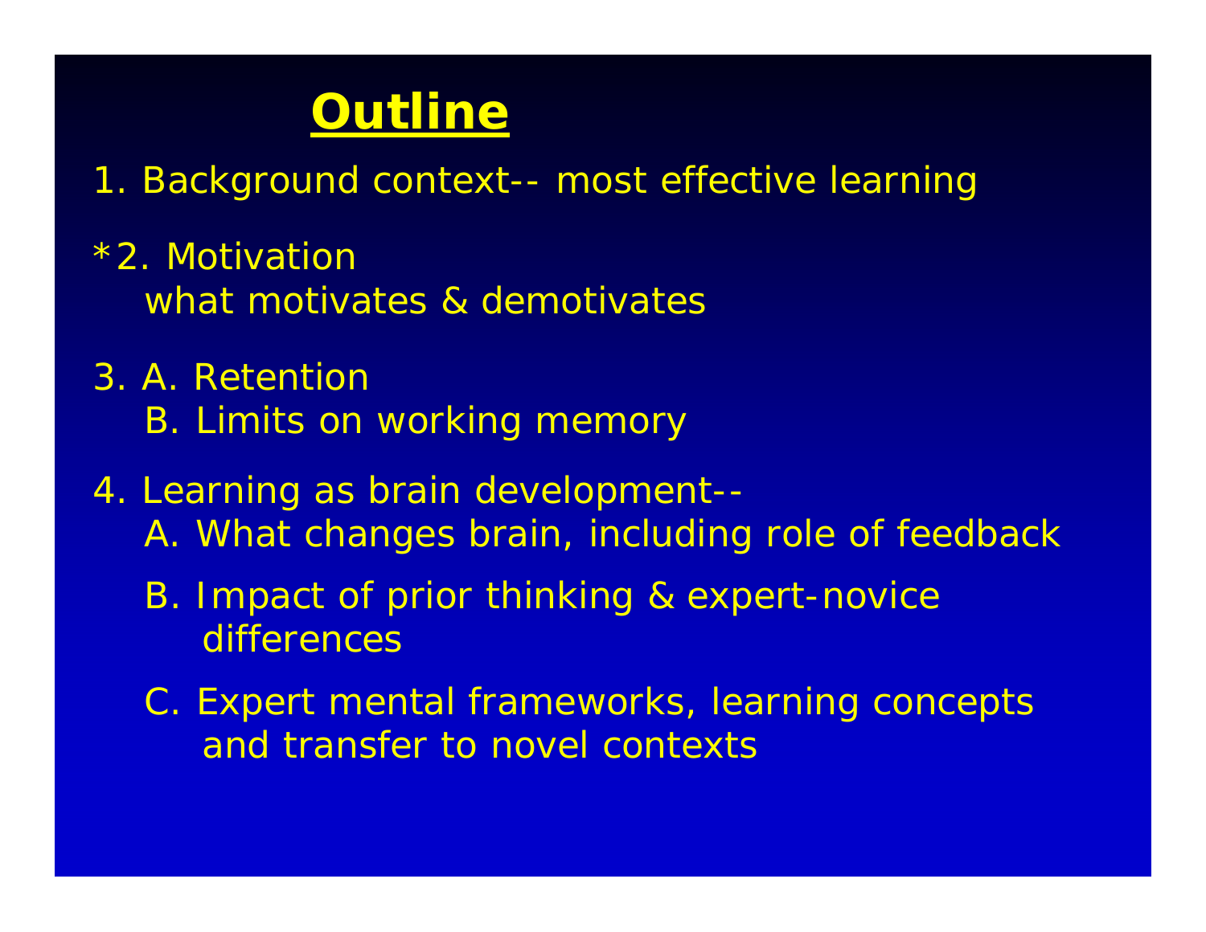# Outline

1. Background context-- most effective learning

*2. Motivation
   what motivates & demotivates

3. A. Retention
   B. Limits on working memory

4. Learning as brain development--
   A. What changes brain, including role of feedback

   B. Impact of prior thinking & expert-novice differences

   C. Expert mental frameworks, learning concepts and transfer to novel contexts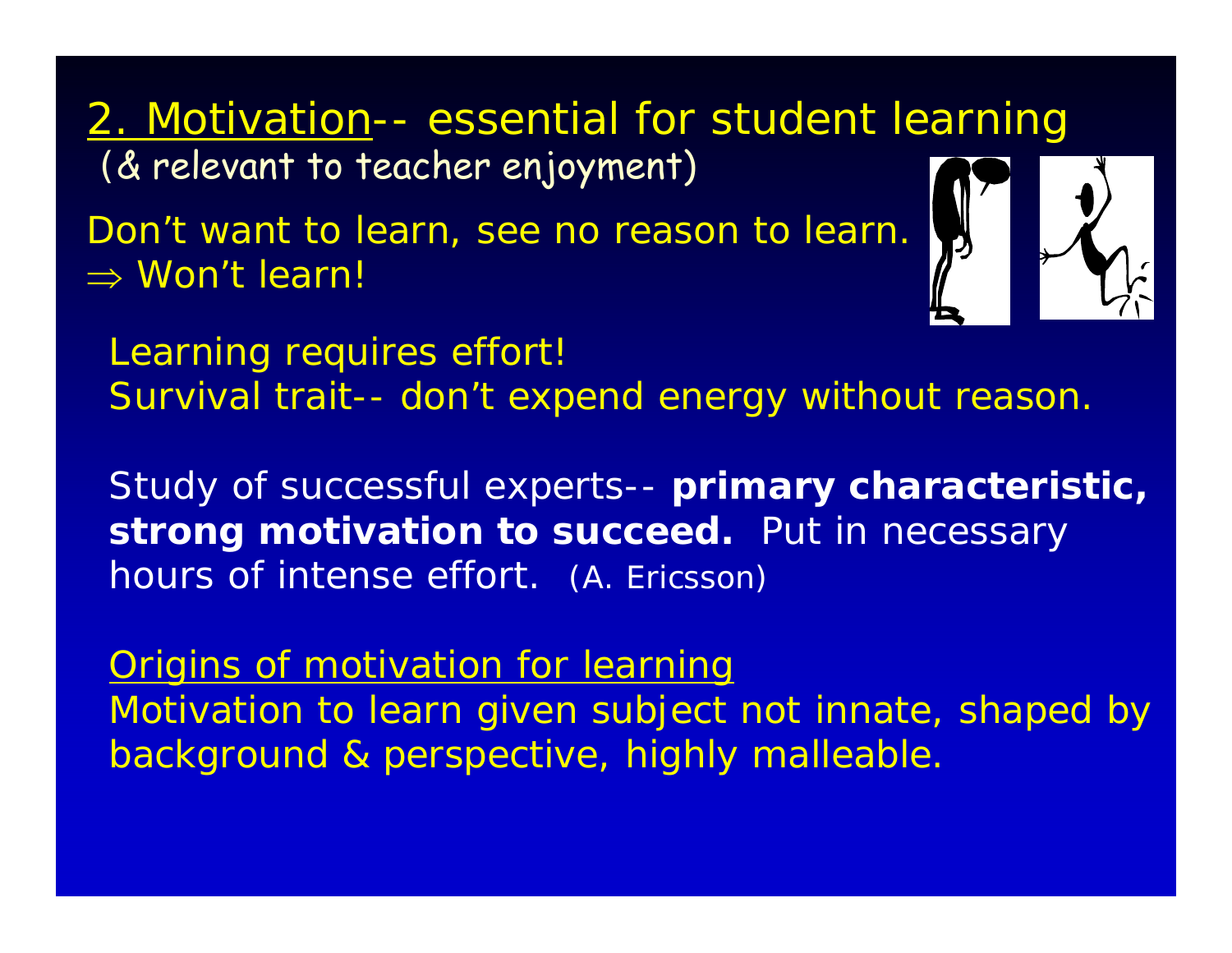## 2. Motivation-- essential for student learning

(& relevant to teacher enjoyment)

Don't want to learn, see no reason to learn.
$\Rightarrow$ Won't learn!

Learning requires effort!
Survival trait-- don't expend energy without reason.

Study of successful experts-- **primary characteristic, strong motivation to succeed.** Put in necessary hours of intense effort. (A. Ericsson)

Origins of motivation for learning

Motivation to learn given subject not innate, shaped by background & perspective, highly malleable.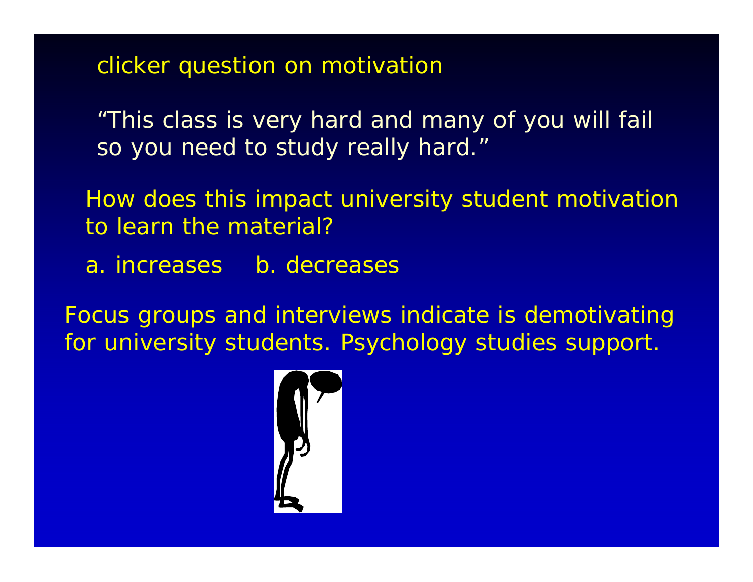clicker question on motivation

"This class is very hard and many of you will fail so you need to study really hard."

How does this impact university student motivation to learn the material?

a. increases b. decreases

Focus groups and interviews indicate is demotivating for university students. Psychology studies support.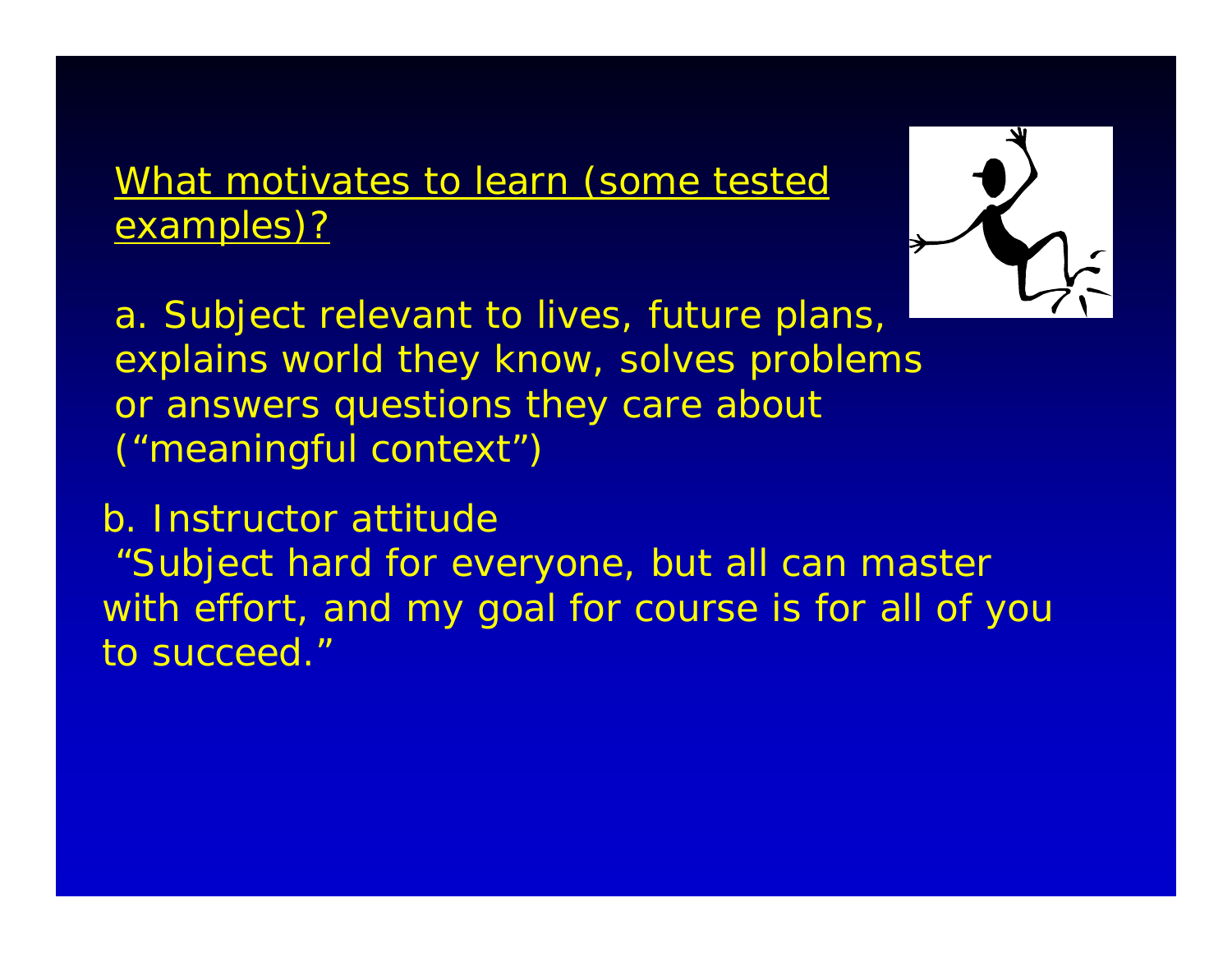## What motivates to learn (some tested examples)?

a. Subject relevant to lives, future plans, explains world they know, solves problems or answers questions they care about ("meaningful context")

b. Instructor attitude
"Subject hard for everyone, but all can master with effort, and my goal for course is for all of you to succeed."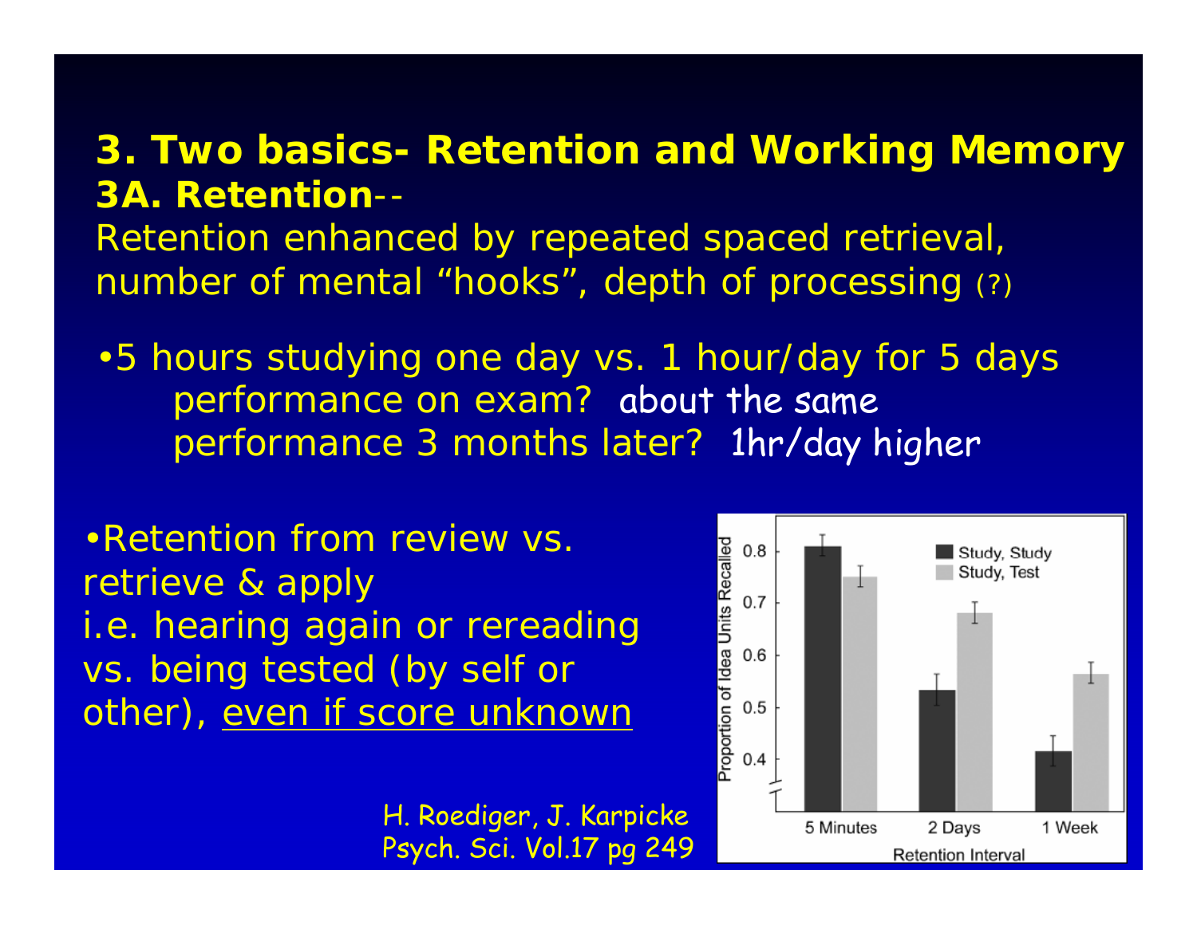# 3. Two basics- Retention and Working Memory

## 3A. Retention--

Retention enhanced by repeated spaced retrieval, number of mental "hooks", depth of processing (?)

- 5 hours studying one day vs. 1 hour/day for 5 days
  - performance on exam? about the same
  - performance 3 months later? 1hr/day higher

- Retention from review vs. retrieve & apply i.e. hearing again or rereading vs. being tested (by self or other), <u>even if score unknown</u>

H. Roediger, J. Karpicke
Psych. Sci. Vol.17 pg 249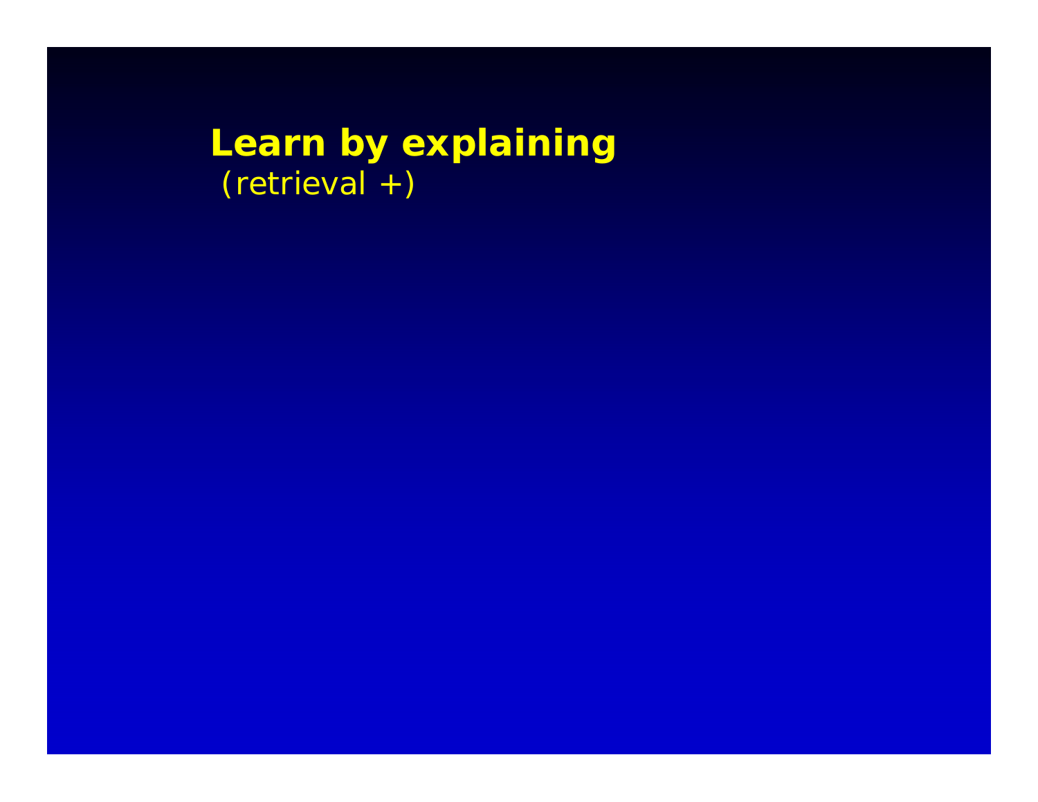**Learn by explaining**
(retrieval +)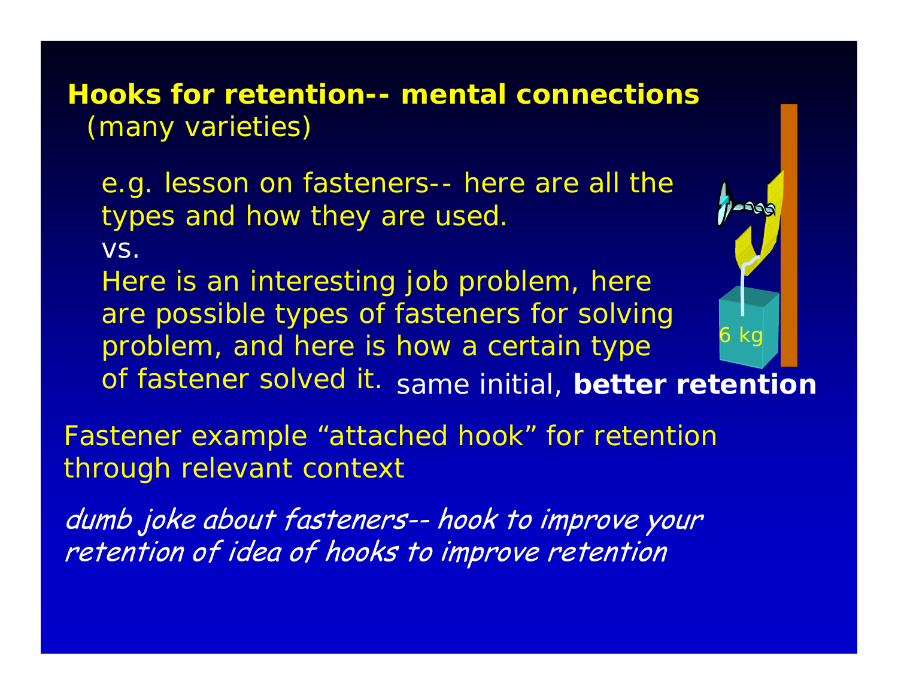**Hooks for retention-- mental connections**
(many varieties)

e.g. lesson on fasteners-- here are all the types and how they are used.
vs.
Here is an interesting job problem, here are possible types of fasteners for solving problem, and here is how a certain type of fastener solved it. same initial, **better retention**

6 kg

Fastener example "attached hook" for retention through relevant context

*dumb joke about fasteners-- hook to improve your retention of idea of hooks to improve retention*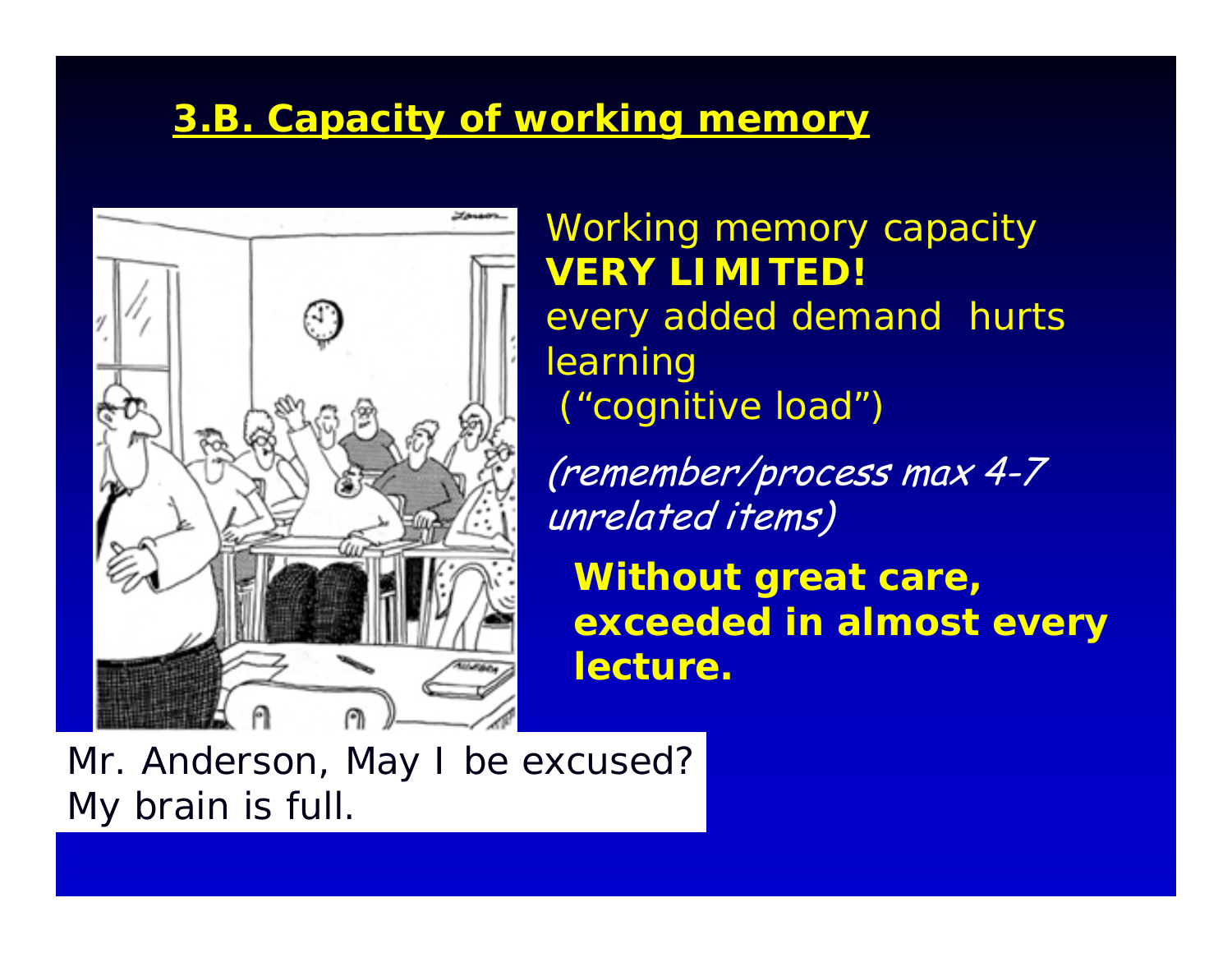## 3.B. Capacity of working memory

Working memory capacity
**VERY LIMITED!**
every added demand hurts learning
("cognitive load")

*(remember/process max 4-7 unrelated items)*

**Without great care, exceeded in almost every lecture.**

Mr. Anderson, May I be excused? My brain is full.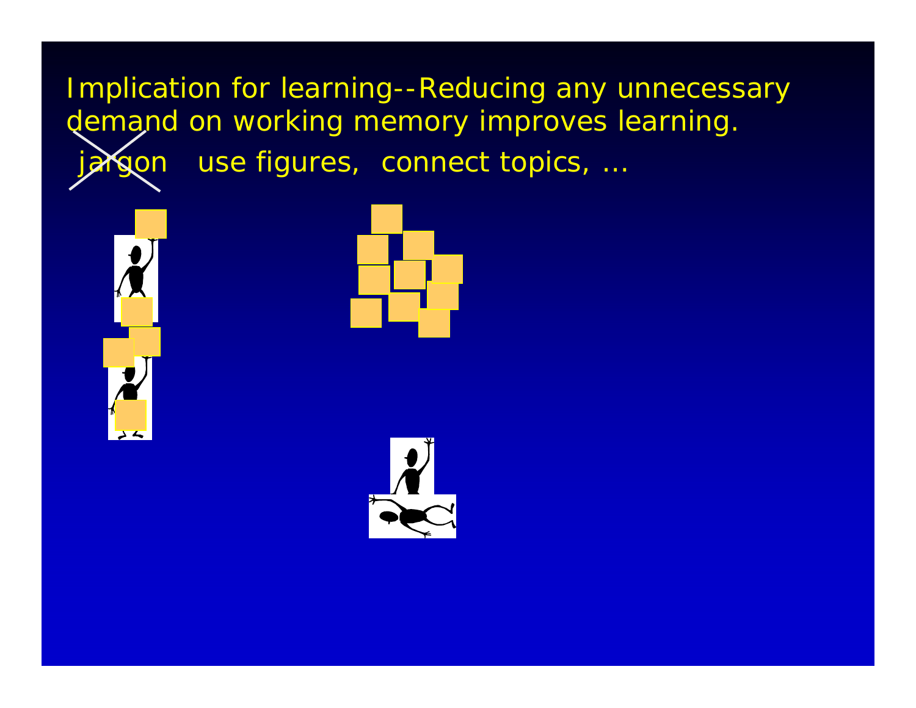Implication for learning--Reducing any unnecessary demand on working memory improves learning.

~~jargon~~ use figures, connect topics, ...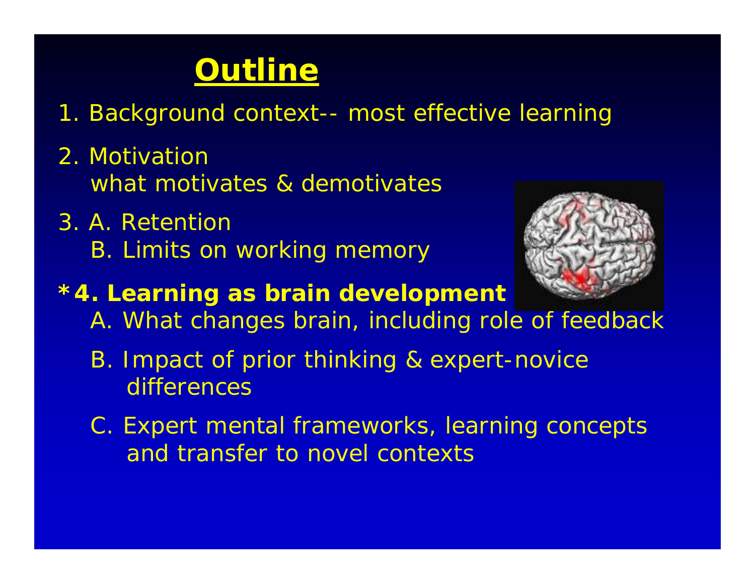# Outline

1. Background context-- most effective learning

2. Motivation
   what motivates & demotivates

3. A. Retention
   B. Limits on working memory

**\*4. Learning as brain development**

   A. What changes brain, including role of feedback

   B. Impact of prior thinking & expert-novice differences

   C. Expert mental frameworks, learning concepts and transfer to novel contexts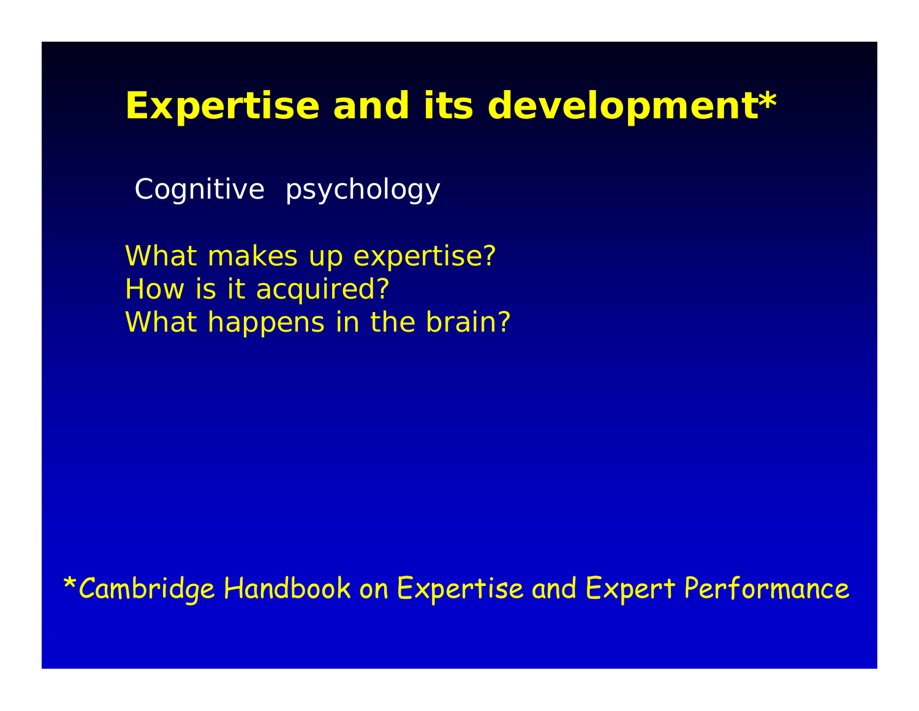# Expertise and its development*

Cognitive psychology

What makes up expertise?
How is it acquired?
What happens in the brain?

*Cambridge Handbook on Expertise and Expert Performance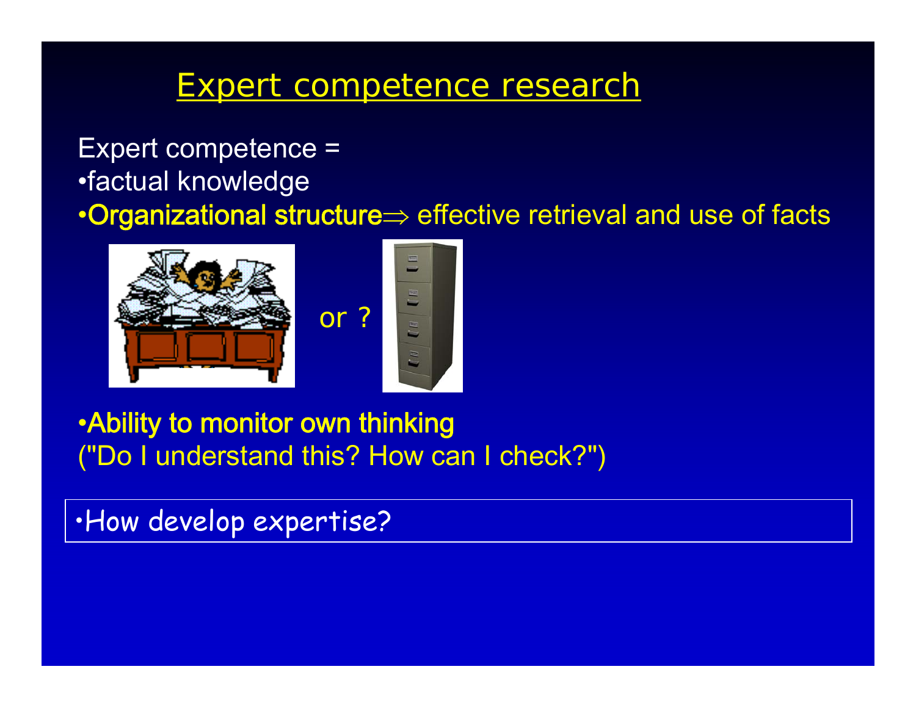# Expert competence research

Expert competence =

- factual knowledge
- **Organizational structure** $\Rightarrow$ effective retrieval and use of facts

or ?

- **Ability to monitor own thinking**
("Do I understand this? How can I check?")

- How develop expertise?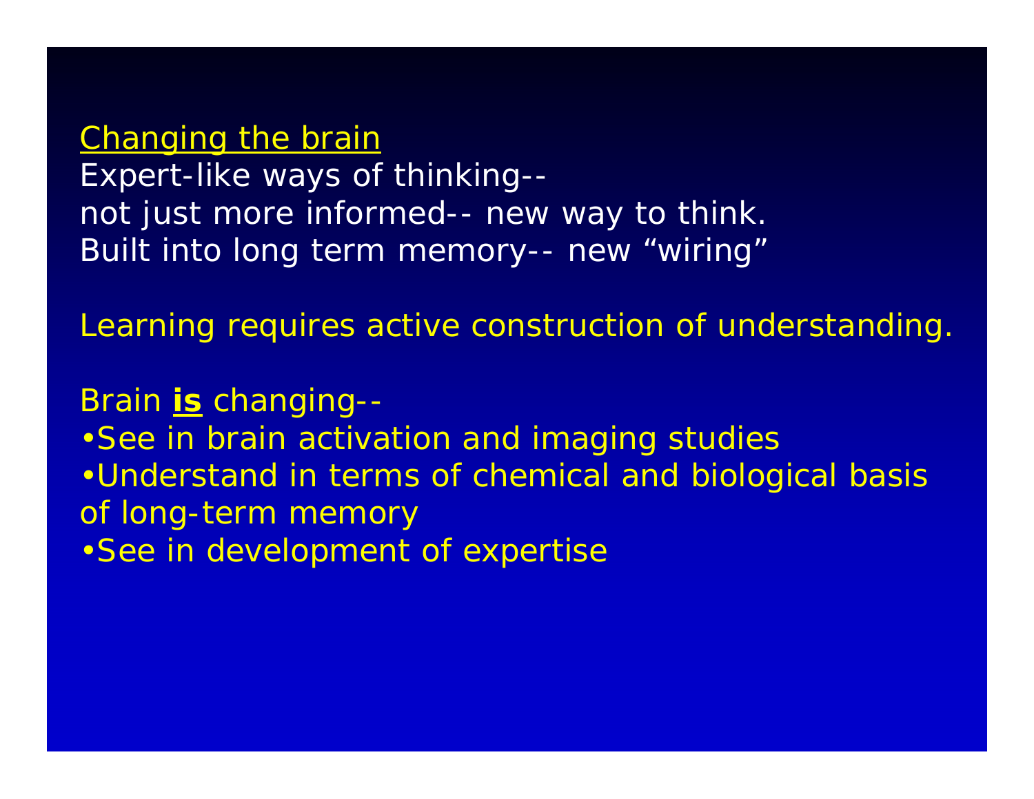<u>Changing the brain</u>

Expert-like ways of thinking--
not just more informed-- new way to think.
Built into long term memory-- new "wiring"

Learning requires active construction of understanding.

Brain **<u>is</u>** changing--

- See in brain activation and imaging studies
- Understand in terms of chemical and biological basis of long-term memory
- See in development of expertise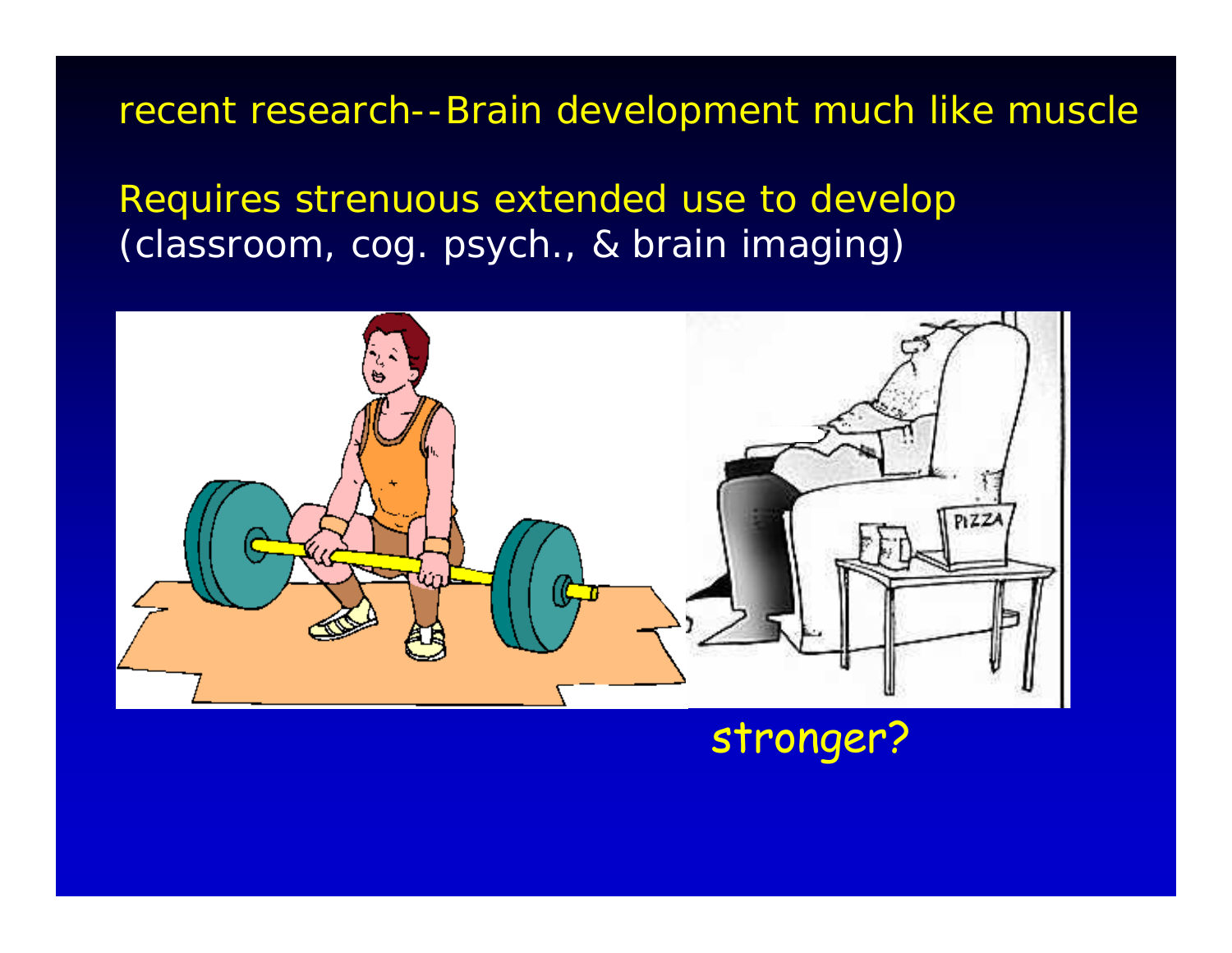recent research--Brain development much like muscle

Requires strenuous extended use to develop
(classroom, cog. psych., & brain imaging)

stronger?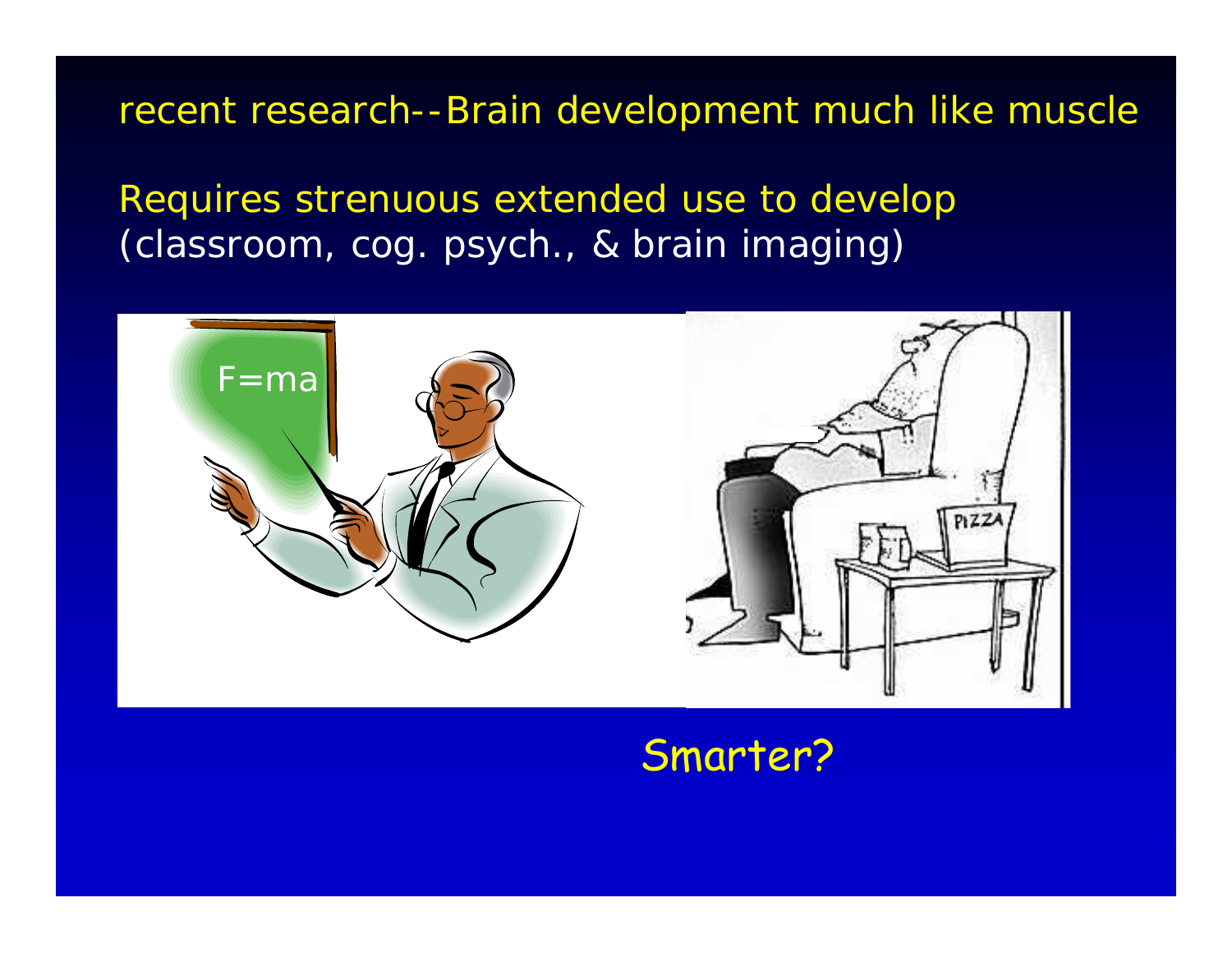recent research--Brain development much like muscle

Requires strenuous extended use to develop (classroom, cog. psych., & brain imaging)

Smarter?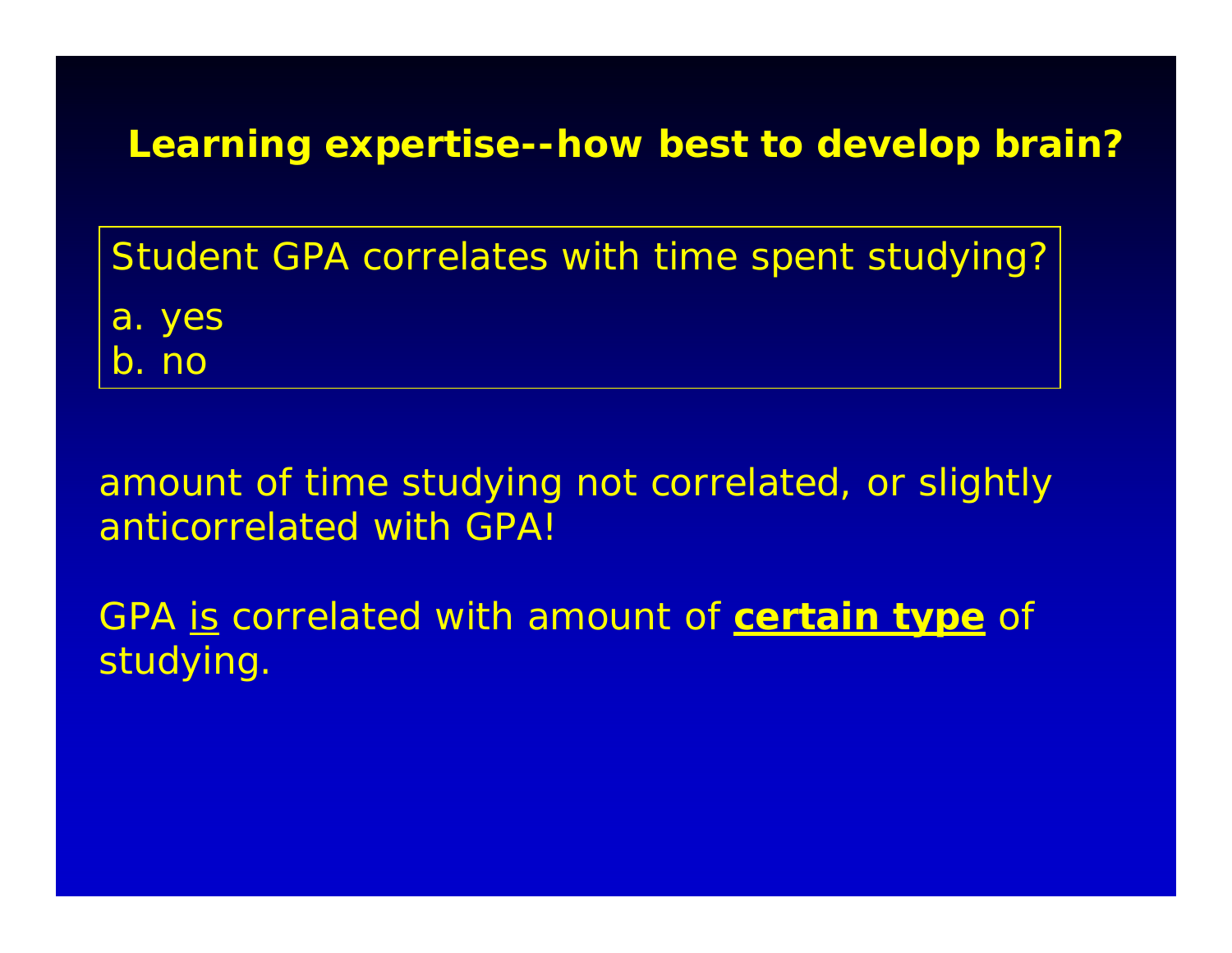## Learning expertise--how best to develop brain?

Student GPA correlates with time spent studying?

a. yes
b. no

amount of time studying not correlated, or slightly anticorrelated with GPA!

GPA <u>is</u> correlated with amount of <u>**certain type**</u> of studying.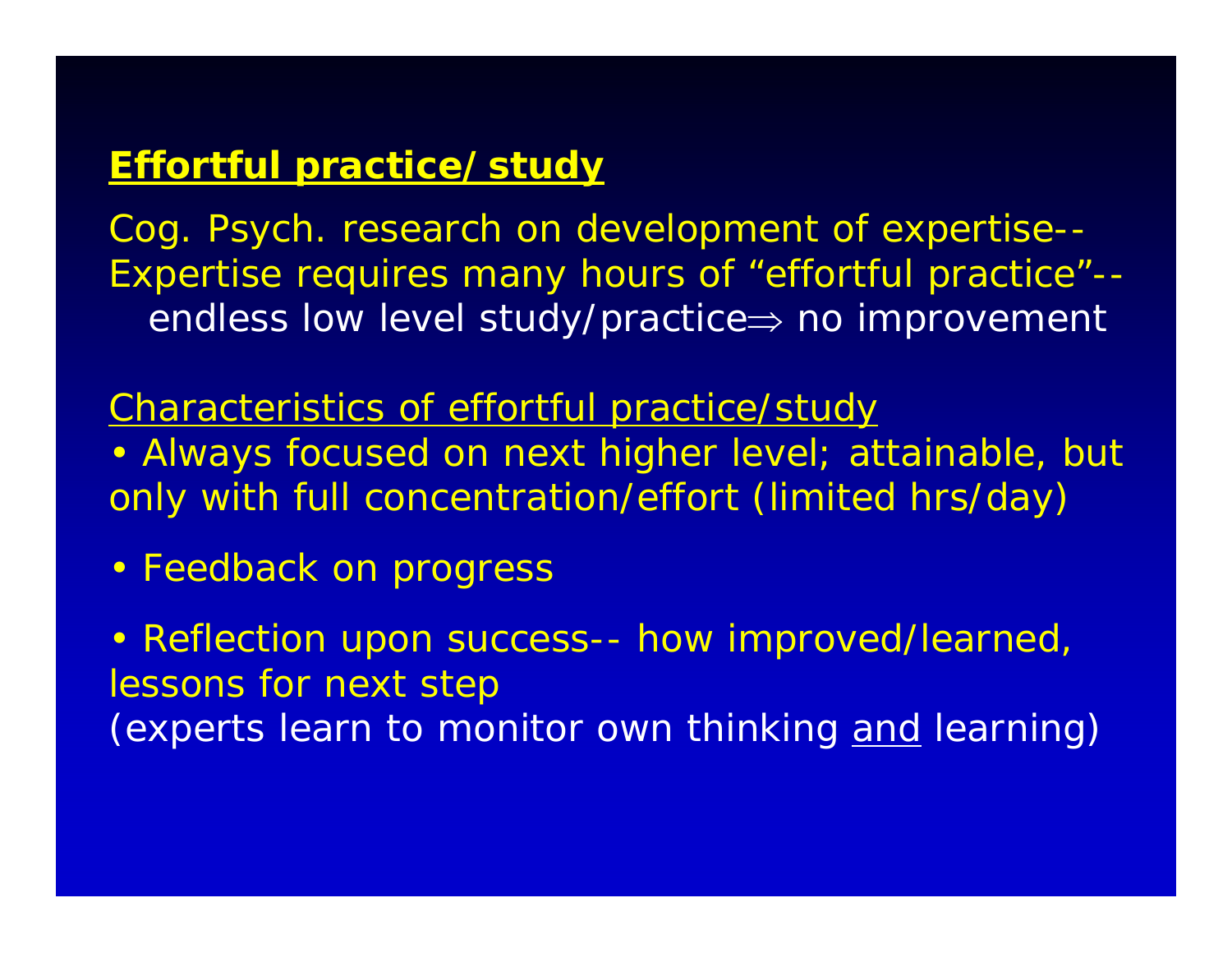## Effortful practice/ study

Cog. Psych. research on development of expertise--
Expertise requires many hours of "effortful practice"--
endless low level study/practice$\Rightarrow$ no improvement

Characteristics of effortful practice/study

- Always focused on next higher level; attainable, but only with full concentration/effort (limited hrs/day)
- Feedback on progress
- Reflection upon success-- how improved/learned, lessons for next step

(experts learn to monitor own thinking and learning)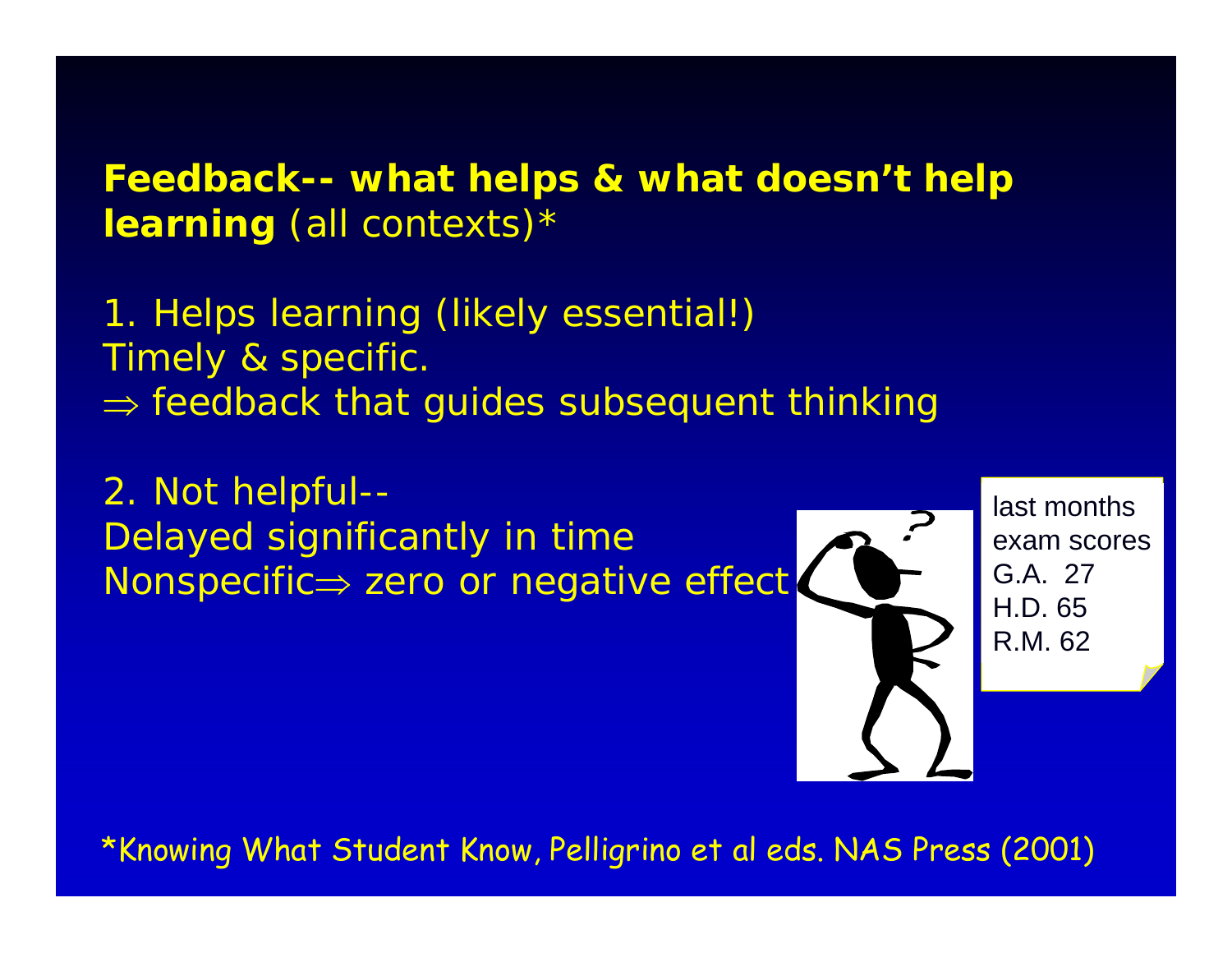**Feedback-- what helps & what doesn't help learning** (all contexts)*

1. Helps learning (likely essential!)
Timely & specific.
$\Rightarrow$ feedback that guides subsequent thinking

2. Not helpful--
Delayed significantly in time
Nonspecific$\Rightarrow$ zero or negative effect

last months
exam scores
G.A. 27
H.D. 65
R.M. 62

*Knowing What Student Know, Pelligrino et al eds. NAS Press (2001)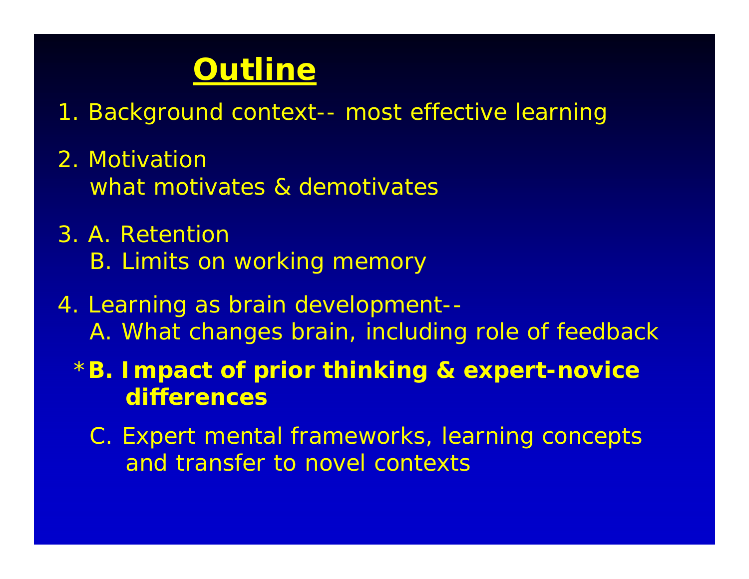# Outline

1. Background context-- most effective learning

2. Motivation
   what motivates & demotivates

3. A. Retention
   B. Limits on working memory

4. Learning as brain development--
   A. What changes brain, including role of feedback

   ***B. Impact of prior thinking & expert-novice differences**

   C. Expert mental frameworks, learning concepts and transfer to novel contexts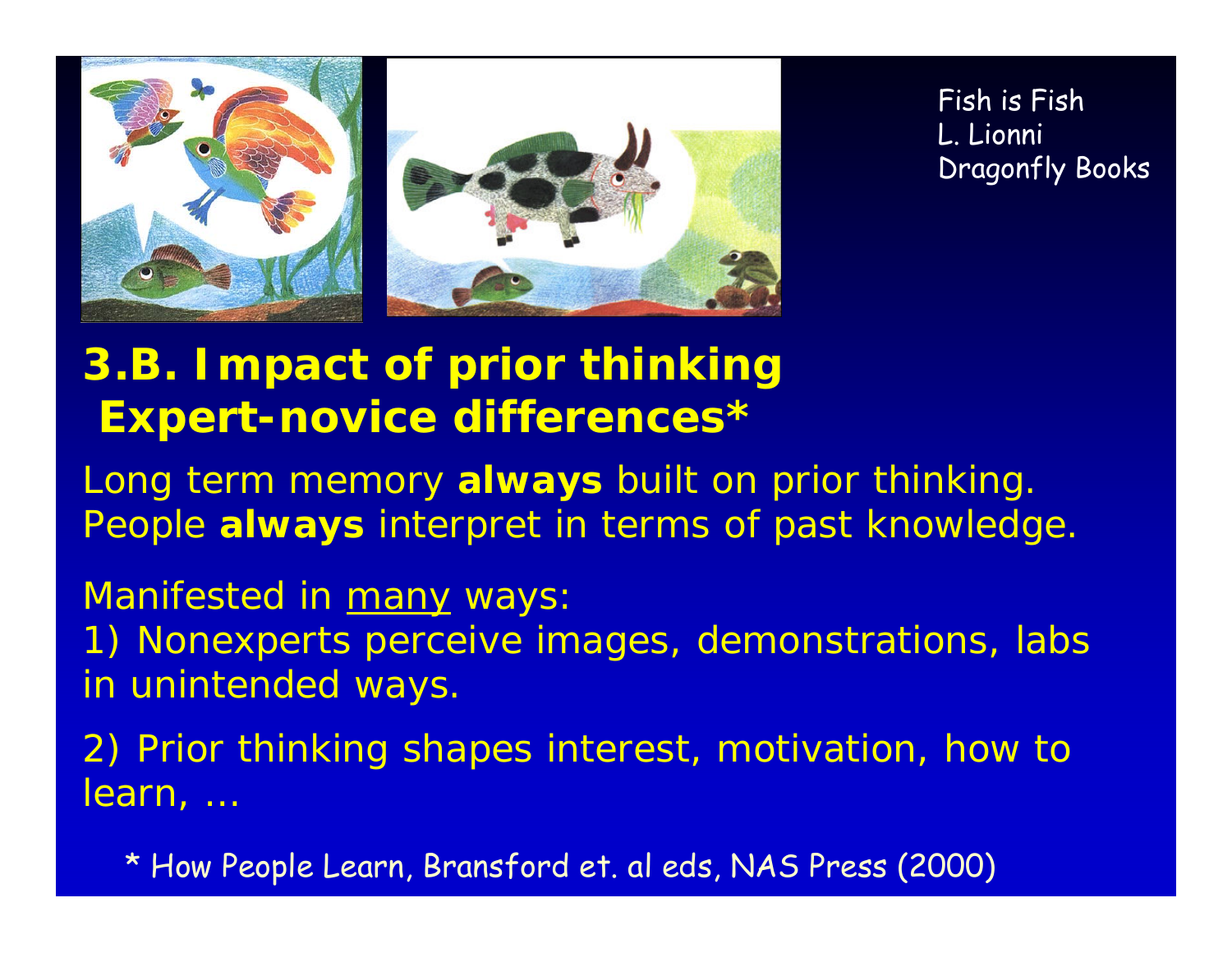Fish is Fish
L. Lionni
Dragonfly Books

## 3.B. Impact of prior thinking
## Expert-novice differences*

Long term memory **always** built on prior thinking. People **always** interpret in terms of past knowledge.

Manifested in <u>many</u> ways:
1) Nonexperts perceive images, demonstrations, labs in unintended ways.

2) Prior thinking shapes interest, motivation, how to learn, …

* How People Learn, Bransford et. al eds, NAS Press (2000)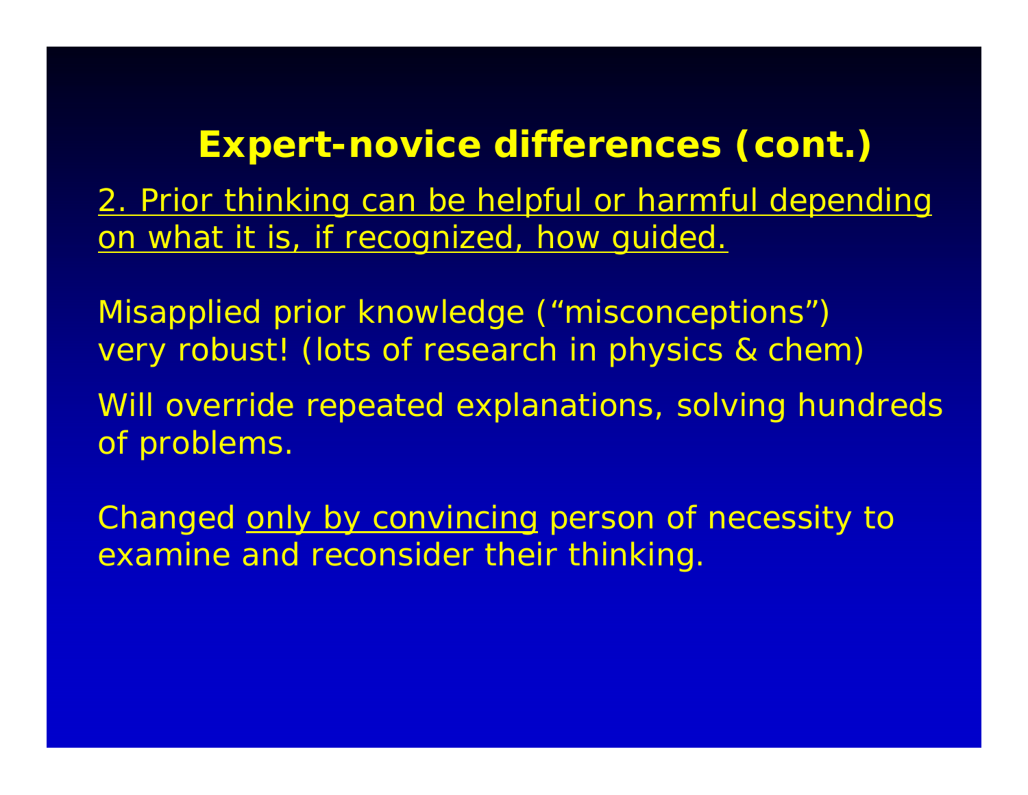## Expert-novice differences (cont.)

<u>2. Prior thinking can be helpful or harmful depending on what it is, if recognized, how guided.</u>

Misapplied prior knowledge (“misconceptions”) very robust! (lots of research in physics & chem)

Will override repeated explanations, solving hundreds of problems.

Changed <u>only by convincing</u> person of necessity to examine and reconsider their thinking.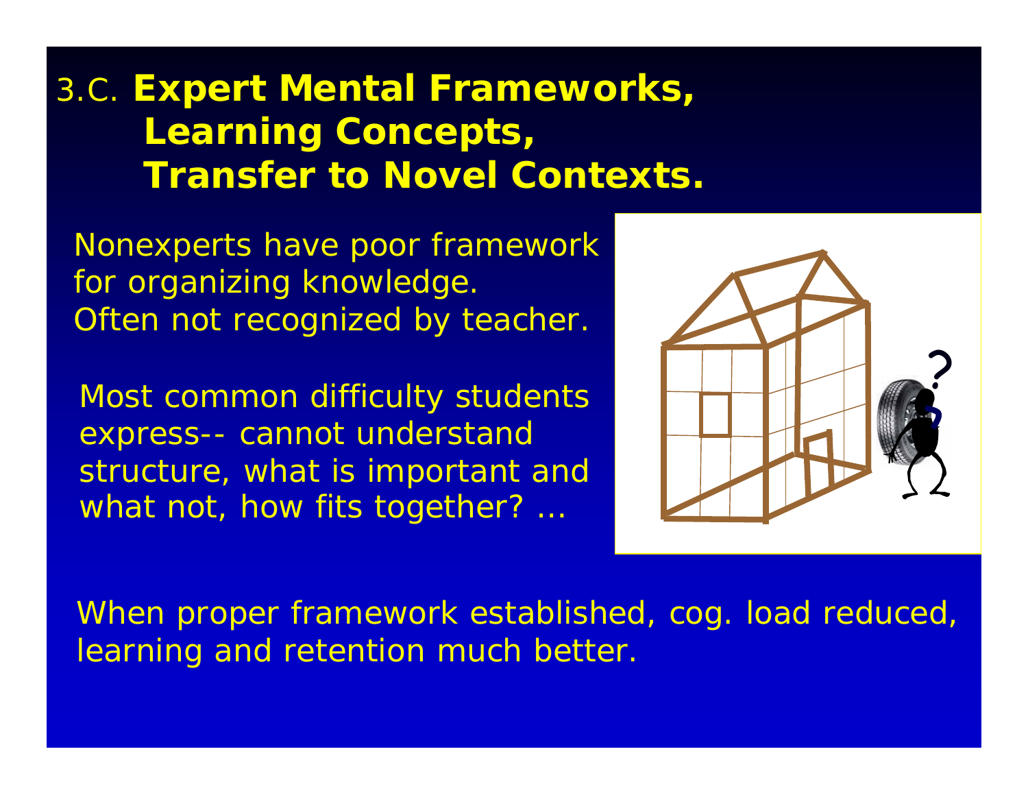# 3.C. **Expert Mental Frameworks, Learning Concepts, Transfer to Novel Contexts.**

Nonexperts have poor framework for organizing knowledge.
Often not recognized by teacher.

Most common difficulty students express-- cannot understand structure, what is important and what not, how fits together? …

When proper framework established, cog. load reduced, learning and retention much better.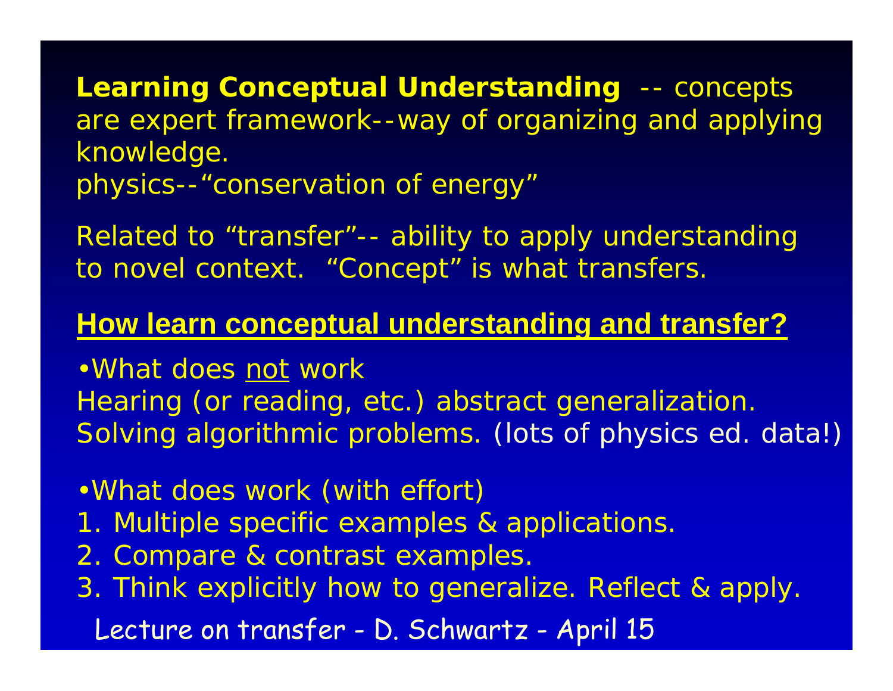**Learning Conceptual Understanding** -- concepts are expert framework--way of organizing and applying knowledge.
physics--“conservation of energy”

Related to “transfer”-- ability to apply understanding to novel context. “Concept” is what transfers.

## <u>How learn conceptual understanding and transfer?</u>

•What does <u>not</u> work
Hearing (or reading, etc.) abstract generalization.
Solving algorithmic problems. (lots of physics ed. data!)

•What does work (with effort)
1. Multiple specific examples & applications.
2. Compare & contrast examples.
3. Think explicitly how to generalize. Reflect & apply.

Lecture on transfer - D. Schwartz - April 15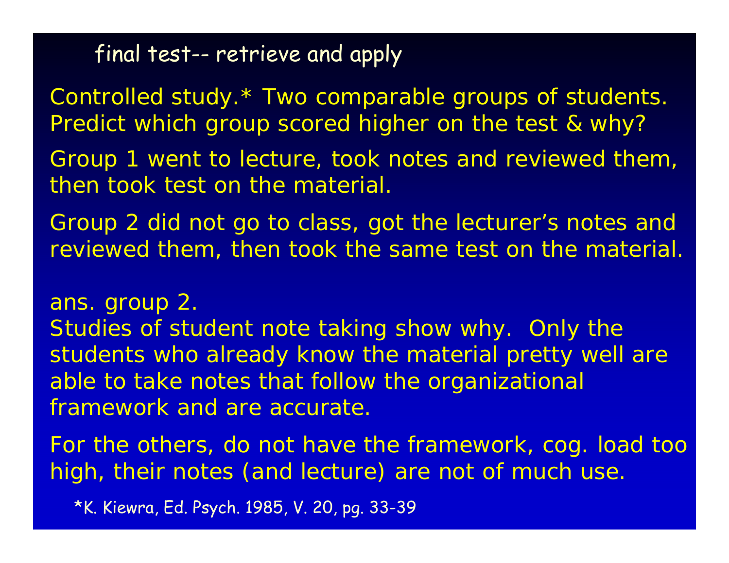final test-- retrieve and apply

Controlled study.* Two comparable groups of students. Predict which group scored higher on the test & why?

Group 1 went to lecture, took notes and reviewed them, then took test on the material.

Group 2 did not go to class, got the lecturer's notes and reviewed them, then took the same test on the material.

ans. group 2.
Studies of student note taking show why. Only the students who already know the material pretty well are able to take notes that follow the organizational framework and are accurate.

For the others, do not have the framework, cog. load too high, their notes (and lecture) are not of much use.

*K. Kiewra, Ed. Psych. 1985, V. 20, pg. 33-39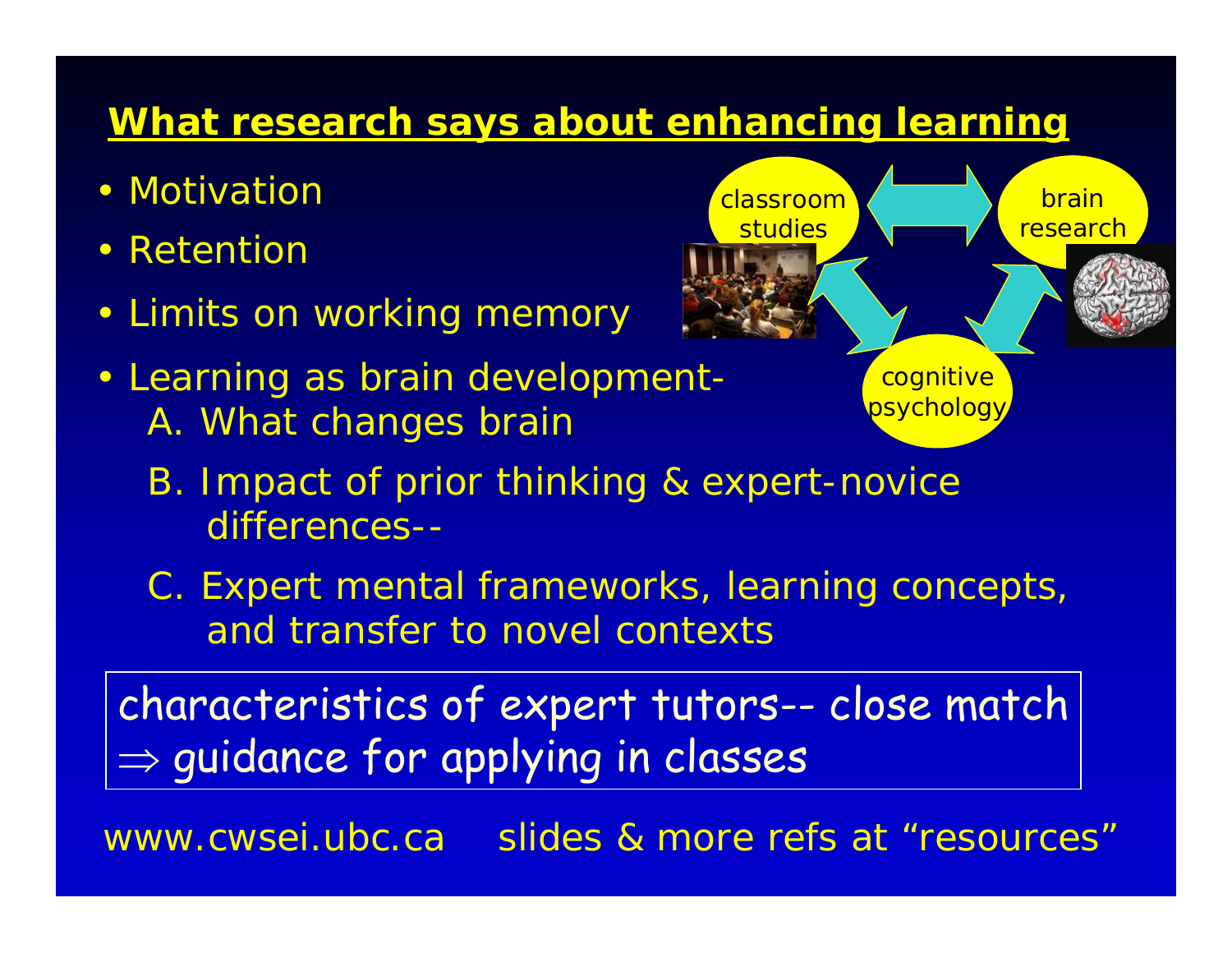## What research says about enhancing learning

- Motivation
- Retention
- Limits on working memory
- Learning as brain development-
  A. What changes brain
  B. Impact of prior thinking & expert-novice differences--
  C. Expert mental frameworks, learning concepts, and transfer to novel contexts

classroom studies ⇔ brain research ⇔ cognitive psychology

characteristics of expert tutors-- close match
⇒ guidance for applying in classes

www.cwsei.ubc.ca slides & more refs at "resources"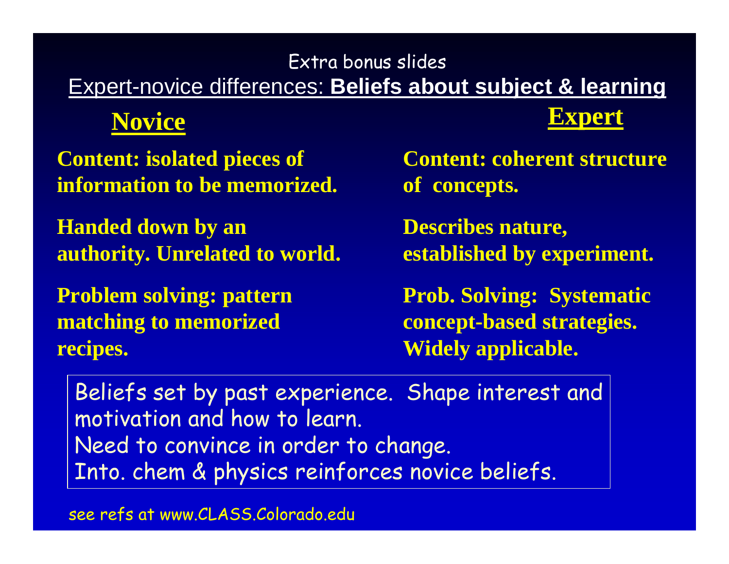Extra bonus slides

## Expert-novice differences: **Beliefs about subject & learning**

| **Novice** | **Expert** |
| --- | --- |
| Content: isolated pieces of information to be memorized. | Content: coherent structure of concepts. |
| Handed down by an authority. Unrelated to world. | Describes nature, established by experiment. |
| Problem solving: pattern matching to memorized recipes. | Prob. Solving: Systematic concept-based strategies. Widely applicable. |

Beliefs set by past experience. Shape interest and motivation and how to learn.
Need to convince in order to change.
Into. chem & physics reinforces novice beliefs.

see refs at www.CLASS.Colorado.edu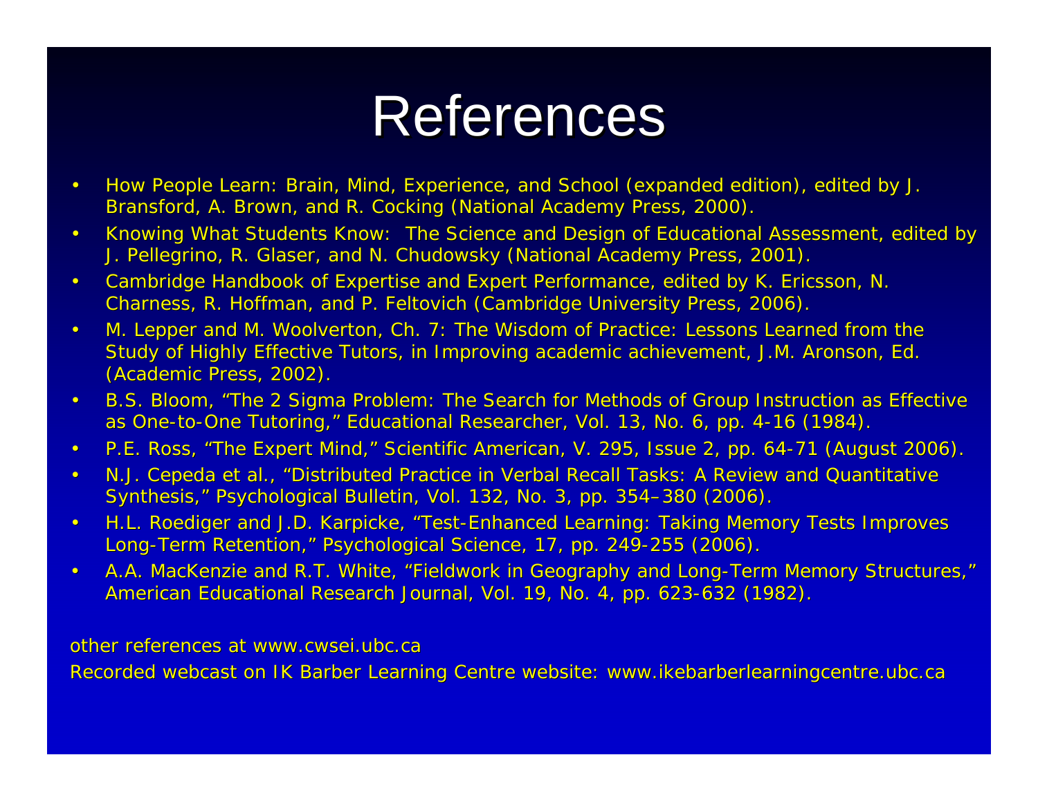# References

- How People Learn: Brain, Mind, Experience, and School (expanded edition), edited by J. Bransford, A. Brown, and R. Cocking (National Academy Press, 2000).
- Knowing What Students Know: The Science and Design of Educational Assessment, edited by J. Pellegrino, R. Glaser, and N. Chudowsky (National Academy Press, 2001).
- Cambridge Handbook of Expertise and Expert Performance, edited by K. Ericsson, N. Charness, R. Hoffman, and P. Feltovich (Cambridge University Press, 2006).
- M. Lepper and M. Woolverton, Ch. 7: The Wisdom of Practice: Lessons Learned from the Study of Highly Effective Tutors, in Improving academic achievement, J.M. Aronson, Ed. (Academic Press, 2002).
- B.S. Bloom, "The 2 Sigma Problem: The Search for Methods of Group Instruction as Effective as One-to-One Tutoring," Educational Researcher, Vol. 13, No. 6, pp. 4-16 (1984).
- P.E. Ross, "The Expert Mind," Scientific American, V. 295, Issue 2, pp. 64-71 (August 2006).
- N.J. Cepeda et al., "Distributed Practice in Verbal Recall Tasks: A Review and Quantitative Synthesis," Psychological Bulletin, Vol. 132, No. 3, pp. 354–380 (2006).
- H.L. Roediger and J.D. Karpicke, "Test-Enhanced Learning: Taking Memory Tests Improves Long-Term Retention," Psychological Science, 17, pp. 249-255 (2006).
- A.A. MacKenzie and R.T. White, "Fieldwork in Geography and Long-Term Memory Structures," American Educational Research Journal, Vol. 19, No. 4, pp. 623-632 (1982).

other references at www.cwsei.ubc.ca

Recorded webcast on IK Barber Learning Centre website: www.ikebarberlearningcentre.ubc.ca